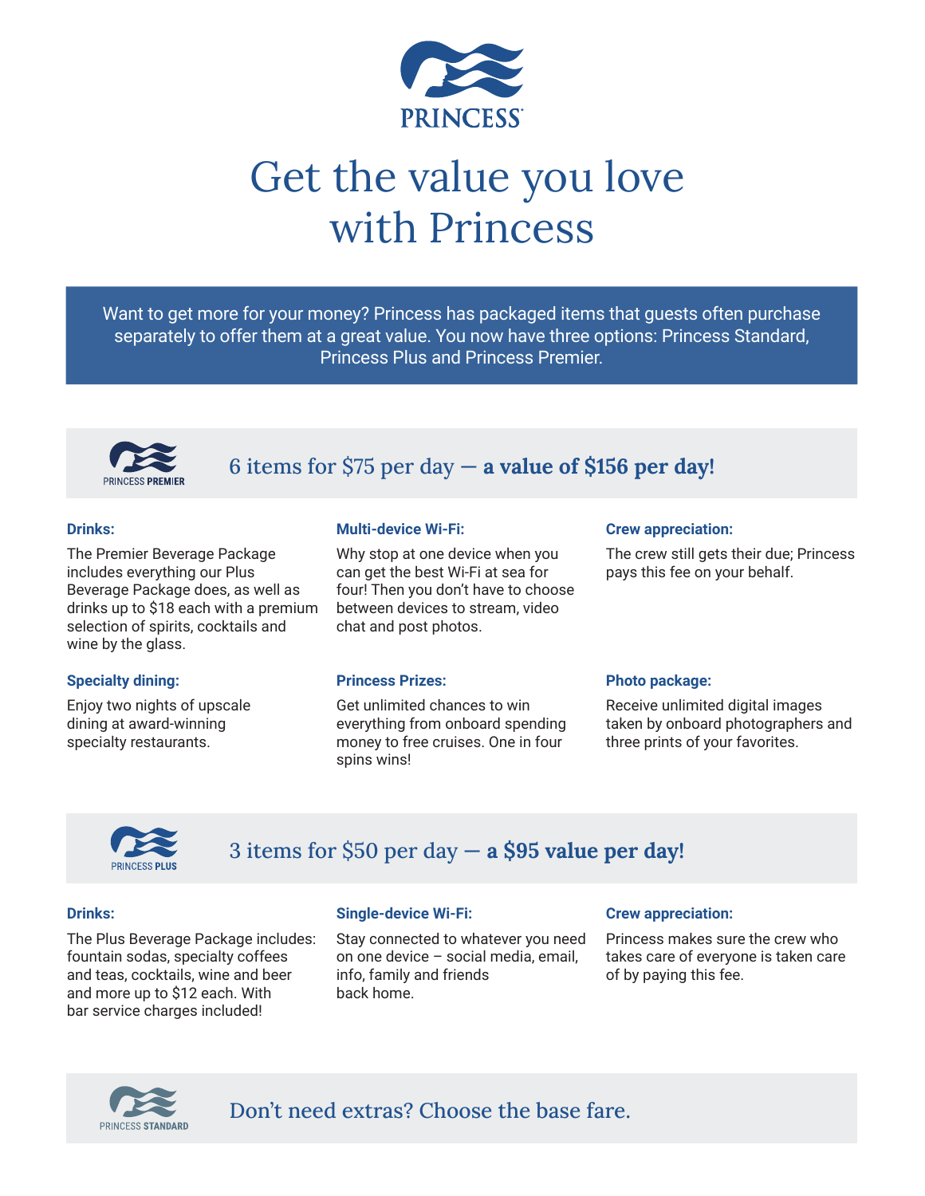PRINCESS

# Get the value you love with Princess

Want to get more for your money? Princess has packaged items that guests often purchase separately to offer them at a great value. You now have three options: Princess Standard, Princess Plus and Princess Premier.

## PRINCESS PREMIER — 6 items for $75 per day — **a value of $156 per day!**

**Drinks:**

The Premier Beverage Package includes everything our Plus Beverage Package does, as well as drinks up to $18 each with a premium selection of spirits, cocktails and wine by the glass.

**Multi-device Wi-Fi:**

Why stop at one device when you can get the best Wi-Fi at sea for four! Then you don't have to choose between devices to stream, video chat and post photos.

**Crew appreciation:**

The crew still gets their due; Princess pays this fee on your behalf.

**Specialty dining:**

Enjoy two nights of upscale dining at award-winning specialty restaurants.

**Princess Prizes:**

Get unlimited chances to win everything from onboard spending money to free cruises. One in four spins wins!

**Photo package:**

Receive unlimited digital images taken by onboard photographers and three prints of your favorites.

## PRINCESS PLUS — 3 items for $50 per day — **a $95 value per day!**

**Drinks:**

The Plus Beverage Package includes: fountain sodas, specialty coffees and teas, cocktails, wine and beer and more up to $12 each. With bar service charges included!

**Single-device Wi-Fi:**

Stay connected to whatever you need on one device – social media, email, info, family and friends back home.

**Crew appreciation:**

Princess makes sure the crew who takes care of everyone is taken care of by paying this fee.

## PRINCESS STANDARD — Don't need extras? Choose the base fare.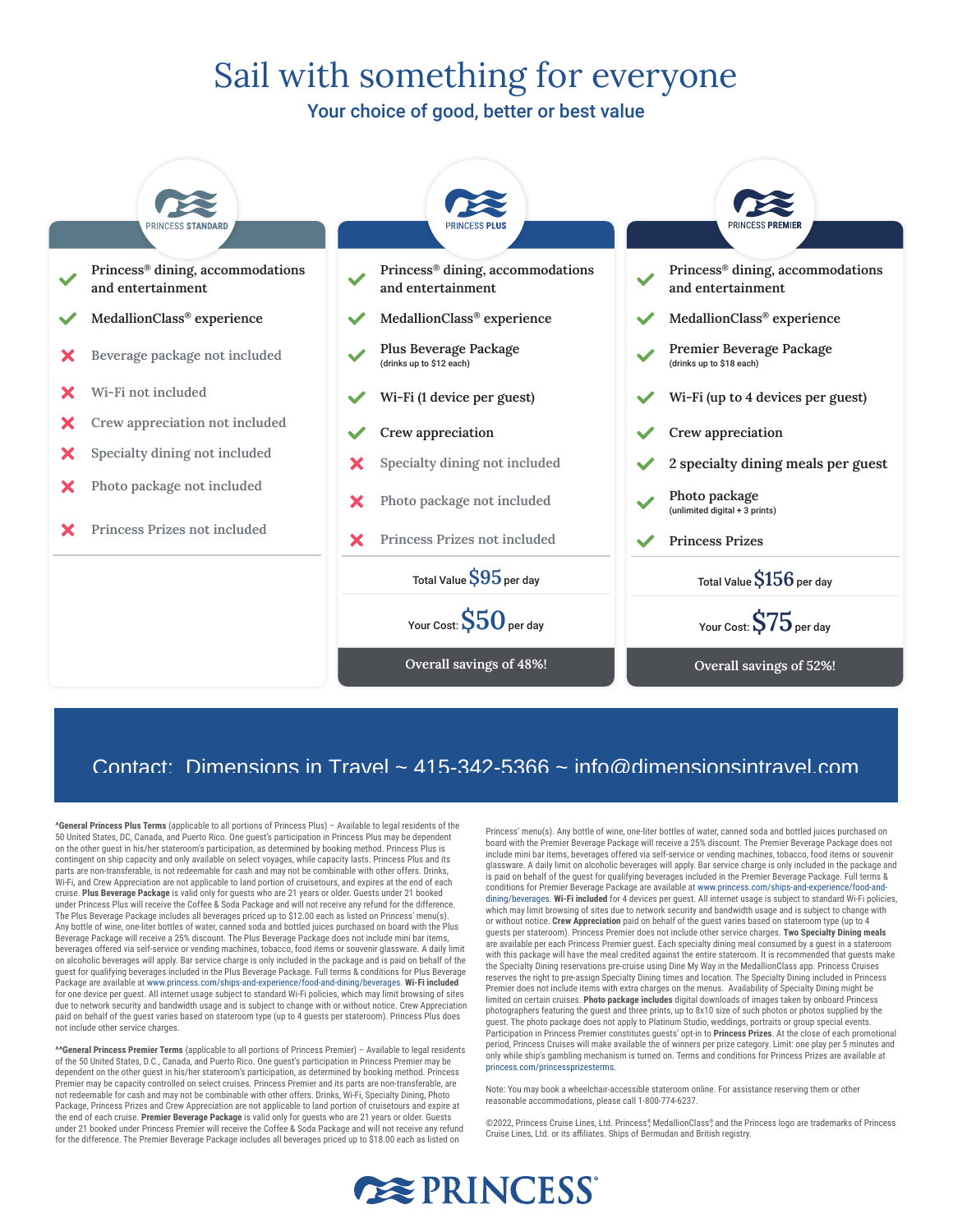# Sail with something for everyone

## Your choice of good, better or best value

| PRINCESS STANDARD | PRINCESS PLUS | PRINCESS PREMIER |
|---|---|---|
| ✔ Princess® dining, accommodations and entertainment | ✔ Princess® dining, accommodations and entertainment | ✔ Princess® dining, accommodations and entertainment |
| ✔ MedallionClass® experience | ✔ MedallionClass® experience | ✔ MedallionClass® experience |
| ✘ Beverage package not included | ✔ Plus Beverage Package (drinks up to $12 each) | ✔ Premier Beverage Package (drinks up to $18 each) |
| ✘ Wi-Fi not included | ✔ Wi-Fi (1 device per guest) | ✔ Wi-Fi (up to 4 devices per guest) |
| ✘ Crew appreciation not included | ✔ Crew appreciation | ✔ Crew appreciation |
| ✘ Specialty dining not included | ✘ Specialty dining not included | ✔ 2 specialty dining meals per guest |
| ✘ Photo package not included | ✘ Photo package not included | ✔ Photo package (unlimited digital + 3 prints) |
| ✘ Princess Prizes not included | ✘ Princess Prizes not included | ✔ Princess Prizes |
| | Total Value $95 per day | Total Value $156 per day |
| | Your Cost: $50 per day | Your Cost: $75 per day |
| | Overall savings of 48%! | Overall savings of 52%! |

Contact: Dimensions in Travel ~ 415-342-5366 ~ info@dimensionsintravel.com

**^General Princess Plus Terms** (applicable to all portions of Princess Plus) – Available to legal residents of the 50 United States, DC, Canada, and Puerto Rico. One guest's participation in Princess Plus may be dependent on the other guest in his/her stateroom's participation, as determined by booking method. Princess Plus is contingent on ship capacity and only available on select voyages, while capacity lasts. Princess Plus and its parts are non-transferable, is not redeemable for cash and may not be combinable with other offers. Drinks, Wi-Fi, and Crew Appreciation are not applicable to land portion of cruisetours, and expires at the end of each cruise. **Plus Beverage Package** is valid only for guests who are 21 years or older. Guests under 21 booked under Princess Plus will receive the Coffee & Soda Package and will not receive any refund for the difference. The Plus Beverage Package includes all beverages priced up to $12.00 each as listed on Princess' menu(s). Any bottle of wine, one-liter bottles of water, canned soda and bottled juices purchased on board with the Plus Beverage Package will receive a 25% discount. The Plus Beverage Package does not include mini bar items, beverages offered via self-service or vending machines, tobacco, food items or souvenir glassware. A daily limit on alcoholic beverages will apply. Bar service charge is only included in the package and is paid on behalf of the guest for qualifying beverages included in the Plus Beverage Package. Full terms & conditions for Plus Beverage Package are available at www.princess.com/ships-and-experience/food-and-dining/beverages. **Wi-Fi included** for one device per guest. All internet usage subject to standard Wi-Fi policies, which may limit browsing of sites due to network security and bandwidth usage and is subject to change with or without notice. Crew Appreciation paid on behalf of the guest varies based on stateroom type (up to 4 guests per stateroom). Princess Plus does not include other service charges.

**^^General Princess Premier Terms** (applicable to all portions of Princess Premier) – Available to legal residents of the 50 United States, D.C., Canada, and Puerto Rico. One guest's participation in Princess Premier may be dependent on the other guest in his/her stateroom's participation, as determined by booking method. Princess Premier may be capacity controlled on select cruises. Princess Premier and its parts are non-transferable, are not redeemable for cash and may not be combinable with other offers. Drinks, Wi-Fi, Specialty Dining, Photo Package, Princess Prizes and Crew Appreciation are not applicable to land portion of cruisetours and expire at the end of each cruise. **Premier Beverage Package** is valid only for guests who are 21 years or older. Guests under 21 booked under Princess Premier will receive the Coffee & Soda Package and will not receive any refund for the difference. The Premier Beverage Package includes all beverages priced up to $18.00 each as listed on Princess' menu(s). Any bottle of wine, one-liter bottles of water, canned soda and bottled juices purchased on board with the Premier Beverage Package will receive a 25% discount. The Premier Beverage Package does not include mini bar items, beverages offered via self-service or vending machines, tobacco, food items or souvenir glassware. A daily limit on alcoholic beverages will apply. Bar service charge is only included in the package and is paid on behalf of the guest for qualifying beverages included in the Premier Beverage Package. Full terms & conditions for Premier Beverage Package are available at www.princess.com/ships-and-experience/food-and-dining/beverages. **Wi-Fi included** for 4 devices per guest. All internet usage is subject to standard Wi-Fi policies, which may limit browsing of sites due to network security and bandwidth usage and is subject to change with or without notice. **Crew Appreciation** paid on behalf of the guest varies based on stateroom type (up to 4 guests per stateroom). Princess Premier does not include other service charges. **Two Specialty Dining meals** are available per each Princess Premier guest. Each specialty dining meal consumed by a guest in a stateroom with this package will have the meal credited against the entire stateroom. It is recommended that guests make the Specialty Dining reservations pre-cruise using Dine My Way in the MedallionClass app. Princess Cruises reserves the right to pre-assign Specialty Dining times and location. The Specialty Dining included in Princess Premier does not include items with extra charges on the menus. Availability of Specialty Dining might be limited on certain cruises. **Photo package includes** digital downloads of images taken by onboard Princess photographers featuring the guest and three prints, up to 8x10 size of such photos or photos supplied by the guest. The photo package does not apply to Platinum Studio, weddings, portraits or group special events. Participation in Princess Premier constitutes guests' opt-in to **Princess Prizes**. At the close of each promotional period, Princess Cruises will make available the of winners per prize category. Limit: one play per 5 minutes and only while ship's gambling mechanism is turned on. Terms and conditions for Princess Prizes are available at princess.com/princessprizesterms.

Note: You may book a wheelchair-accessible stateroom online. For assistance reserving them or other reasonable accommodations, please call 1-800-774-6237.

©2022, Princess Cruise Lines, Ltd. Princess®, MedallionClass®, and the Princess logo are trademarks of Princess Cruise Lines, Ltd. or its affiliates. Ships of Bermudan and British registry.

PRINCESS®